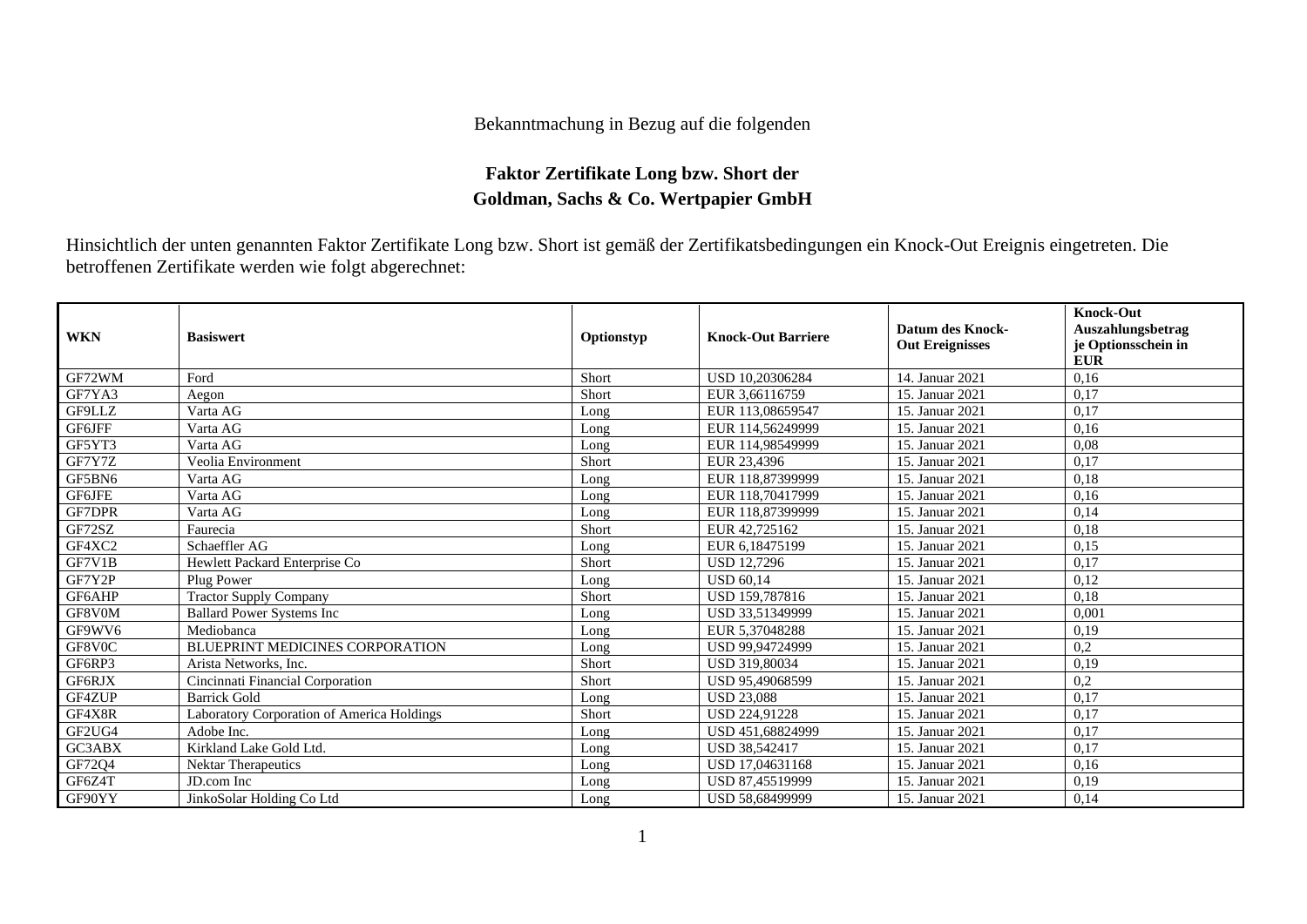Bekanntmachung in Bezug auf die folgenden

**Faktor Zertifikate Long bzw. Short der**
**Goldman, Sachs & Co. Wertpapier GmbH**

Hinsichtlich der unten genannten Faktor Zertifikate Long bzw. Short ist gemäß der Zertifikatsbedingungen ein Knock-Out Ereignis eingetreten. Die betroffenen Zertifikate werden wie folgt abgerechnet:

| WKN | Basiswert | Optionstyp | Knock-Out Barriere | Datum des Knock-Out Ereignisses | Knock-Out Auszahlungsbetrag je Optionsschein in EUR |
|---|---|---|---|---|---|
| GF72WM | Ford | Short | USD 10,20306284 | 14. Januar 2021 | 0,16 |
| GF7YA3 | Aegon | Short | EUR 3,66116759 | 15. Januar 2021 | 0,17 |
| GF9LLZ | Varta AG | Long | EUR 113,08659547 | 15. Januar 2021 | 0,17 |
| GF6JFF | Varta AG | Long | EUR 114,56249999 | 15. Januar 2021 | 0,16 |
| GF5YT3 | Varta AG | Long | EUR 114,98549999 | 15. Januar 2021 | 0,08 |
| GF7Y7Z | Veolia Environment | Short | EUR 23,4396 | 15. Januar 2021 | 0,17 |
| GF5BN6 | Varta AG | Long | EUR 118,87399999 | 15. Januar 2021 | 0,18 |
| GF6JFE | Varta AG | Long | EUR 118,70417999 | 15. Januar 2021 | 0,16 |
| GF7DPR | Varta AG | Long | EUR 118,87399999 | 15. Januar 2021 | 0,14 |
| GF72SZ | Faurecia | Short | EUR 42,725162 | 15. Januar 2021 | 0,18 |
| GF4XC2 | Schaeffler AG | Long | EUR 6,18475199 | 15. Januar 2021 | 0,15 |
| GF7V1B | Hewlett Packard Enterprise Co | Short | USD 12,7296 | 15. Januar 2021 | 0,17 |
| GF7Y2P | Plug Power | Long | USD 60,14 | 15. Januar 2021 | 0,12 |
| GF6AHP | Tractor Supply Company | Short | USD 159,787816 | 15. Januar 2021 | 0,18 |
| GF8V0M | Ballard Power Systems Inc | Long | USD 33,51349999 | 15. Januar 2021 | 0,001 |
| GF9WV6 | Mediobanca | Long | EUR 5,37048288 | 15. Januar 2021 | 0,19 |
| GF8V0C | BLUEPRINT MEDICINES CORPORATION | Long | USD 99,94724999 | 15. Januar 2021 | 0,2 |
| GF6RP3 | Arista Networks, Inc. | Short | USD 319,80034 | 15. Januar 2021 | 0,19 |
| GF6RJX | Cincinnati Financial Corporation | Short | USD 95,49068599 | 15. Januar 2021 | 0,2 |
| GF4ZUP | Barrick Gold | Long | USD 23,088 | 15. Januar 2021 | 0,17 |
| GF4X8R | Laboratory Corporation of America Holdings | Short | USD 224,91228 | 15. Januar 2021 | 0,17 |
| GF2UG4 | Adobe Inc. | Long | USD 451,68824999 | 15. Januar 2021 | 0,17 |
| GC3ABX | Kirkland Lake Gold Ltd. | Long | USD 38,542417 | 15. Januar 2021 | 0,17 |
| GF72Q4 | Nektar Therapeutics | Long | USD 17,04631168 | 15. Januar 2021 | 0,16 |
| GF6Z4T | JD.com Inc | Long | USD 87,45519999 | 15. Januar 2021 | 0,19 |
| GF90YY | JinkoSolar Holding Co Ltd | Long | USD 58,68499999 | 15. Januar 2021 | 0,14 |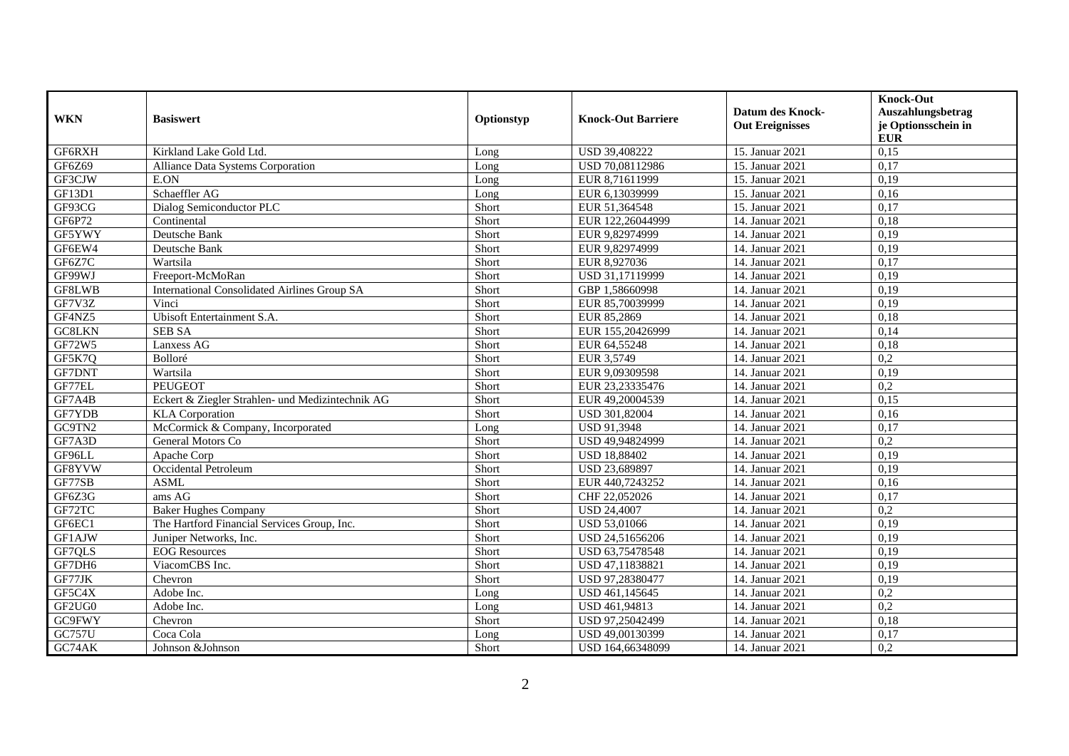| WKN | Basiswert | Optionstyp | Knock-Out Barriere | Datum des Knock-Out Ereignisses | Knock-Out Auszahlungsbetrag je Optionsschein in EUR |
|---|---|---|---|---|---|
| GF6RXH | Kirkland Lake Gold Ltd. | Long | USD 39,408222 | 15. Januar 2021 | 0,15 |
| GF6Z69 | Alliance Data Systems Corporation | Long | USD 70,08112986 | 15. Januar 2021 | 0,17 |
| GF3CJW | E.ON | Long | EUR 8,71611999 | 15. Januar 2021 | 0,19 |
| GF13D1 | Schaeffler AG | Long | EUR 6,13039999 | 15. Januar 2021 | 0,16 |
| GF93CG | Dialog Semiconductor PLC | Short | EUR 51,364548 | 15. Januar 2021 | 0,17 |
| GF6P72 | Continental | Short | EUR 122,26044999 | 14. Januar 2021 | 0,18 |
| GF5YWY | Deutsche Bank | Short | EUR 9,82974999 | 14. Januar 2021 | 0,19 |
| GF6EW4 | Deutsche Bank | Short | EUR 9,82974999 | 14. Januar 2021 | 0,19 |
| GF6Z7C | Wartsila | Short | EUR 8,927036 | 14. Januar 2021 | 0,17 |
| GF99WJ | Freeport-McMoRan | Short | USD 31,17119999 | 14. Januar 2021 | 0,19 |
| GF8LWB | International Consolidated Airlines Group SA | Short | GBP 1,58660998 | 14. Januar 2021 | 0,19 |
| GF7V3Z | Vinci | Short | EUR 85,70039999 | 14. Januar 2021 | 0,19 |
| GF4NZ5 | Ubisoft Entertainment S.A. | Short | EUR 85,2869 | 14. Januar 2021 | 0,18 |
| GC8LKN | SEB SA | Short | EUR 155,20426999 | 14. Januar 2021 | 0,14 |
| GF72W5 | Lanxess AG | Short | EUR 64,55248 | 14. Januar 2021 | 0,18 |
| GF5K7Q | Bolloré | Short | EUR 3,5749 | 14. Januar 2021 | 0,2 |
| GF7DNT | Wartsila | Short | EUR 9,09309598 | 14. Januar 2021 | 0,19 |
| GF77EL | PEUGEOT | Short | EUR 23,23335476 | 14. Januar 2021 | 0,2 |
| GF7A4B | Eckert & Ziegler Strahlen- und Medizintechnik AG | Short | EUR 49,20004539 | 14. Januar 2021 | 0,15 |
| GF7YDB | KLA Corporation | Short | USD 301,82004 | 14. Januar 2021 | 0,16 |
| GC9TN2 | McCormick & Company, Incorporated | Long | USD 91,3948 | 14. Januar 2021 | 0,17 |
| GF7A3D | General Motors Co | Short | USD 49,94824999 | 14. Januar 2021 | 0,2 |
| GF96LL | Apache Corp | Short | USD 18,88402 | 14. Januar 2021 | 0,19 |
| GF8YVW | Occidental Petroleum | Short | USD 23,689897 | 14. Januar 2021 | 0,19 |
| GF77SB | ASML | Short | EUR 440,7243252 | 14. Januar 2021 | 0,16 |
| GF6Z3G | ams AG | Short | CHF 22,052026 | 14. Januar 2021 | 0,17 |
| GF72TC | Baker Hughes Company | Short | USD 24,4007 | 14. Januar 2021 | 0,2 |
| GF6EC1 | The Hartford Financial Services Group, Inc. | Short | USD 53,01066 | 14. Januar 2021 | 0,19 |
| GF1AJW | Juniper Networks, Inc. | Short | USD 24,51656206 | 14. Januar 2021 | 0,19 |
| GF7QLS | EOG Resources | Short | USD 63,75478548 | 14. Januar 2021 | 0,19 |
| GF7DH6 | ViacomCBS Inc. | Short | USD 47,11838821 | 14. Januar 2021 | 0,19 |
| GF77JK | Chevron | Short | USD 97,28380477 | 14. Januar 2021 | 0,19 |
| GF5C4X | Adobe Inc. | Long | USD 461,145645 | 14. Januar 2021 | 0,2 |
| GF2UG0 | Adobe Inc. | Long | USD 461,94813 | 14. Januar 2021 | 0,2 |
| GC9FWY | Chevron | Short | USD 97,25042499 | 14. Januar 2021 | 0,18 |
| GC757U | Coca Cola | Long | USD 49,00130399 | 14. Januar 2021 | 0,17 |
| GC74AK | Johnson &Johnson | Short | USD 164,66348099 | 14. Januar 2021 | 0,2 |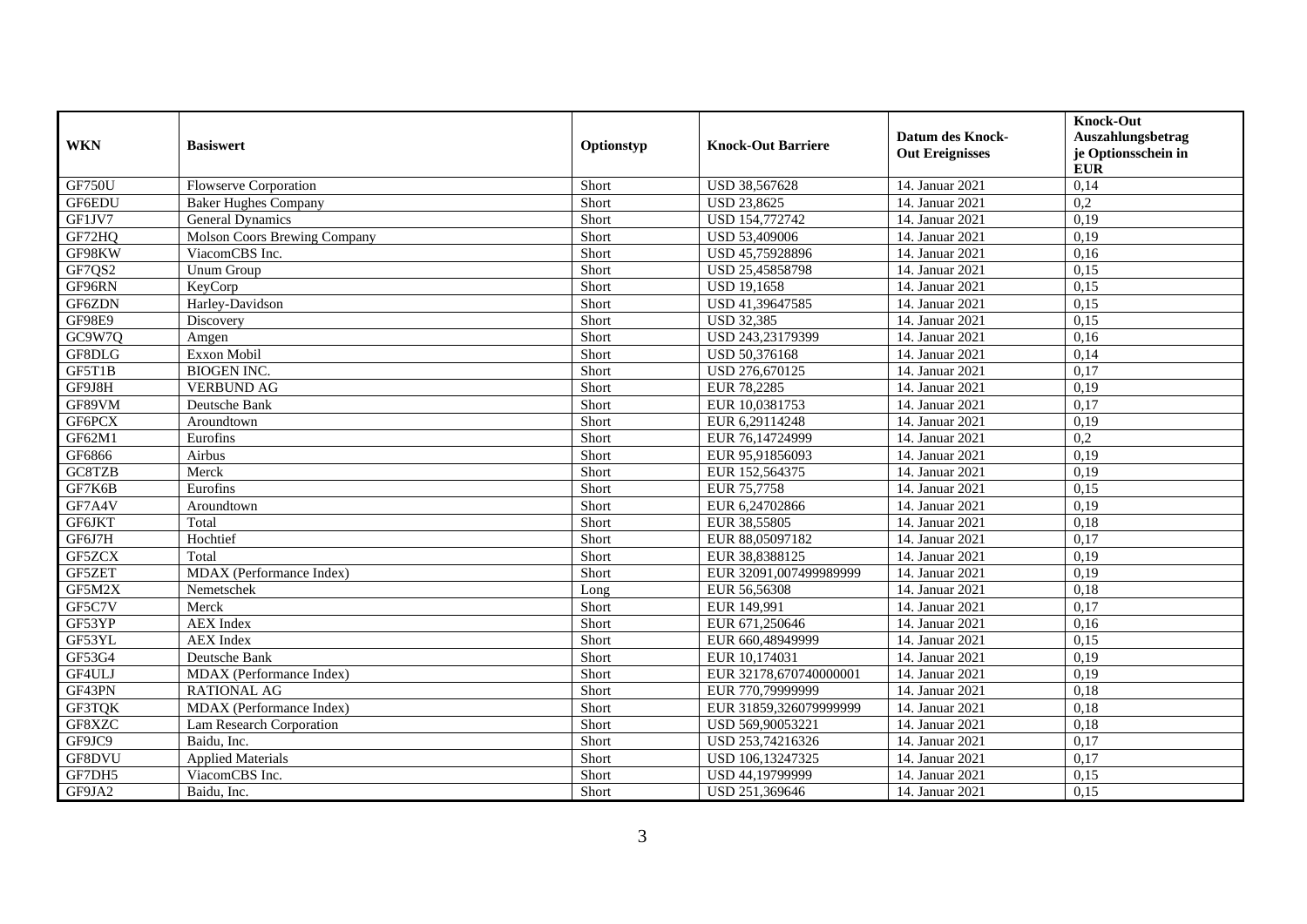| WKN | Basiswert | Optionstyp | Knock-Out Barriere | Datum des Knock-Out Ereignisses | Knock-Out Auszahlungsbetrag je Optionsschein in EUR |
|---|---|---|---|---|---|
| GF750U | Flowserve Corporation | Short | USD 38,567628 | 14. Januar 2021 | 0,14 |
| GF6EDU | Baker Hughes Company | Short | USD 23,8625 | 14. Januar 2021 | 0,2 |
| GF1JV7 | General Dynamics | Short | USD 154,772742 | 14. Januar 2021 | 0,19 |
| GF72HQ | Molson Coors Brewing Company | Short | USD 53,409006 | 14. Januar 2021 | 0,19 |
| GF98KW | ViacomCBS Inc. | Short | USD 45,75928896 | 14. Januar 2021 | 0,16 |
| GF7QS2 | Unum Group | Short | USD 25,45858798 | 14. Januar 2021 | 0,15 |
| GF96RN | KeyCorp | Short | USD 19,1658 | 14. Januar 2021 | 0,15 |
| GF6ZDN | Harley-Davidson | Short | USD 41,39647585 | 14. Januar 2021 | 0,15 |
| GF98E9 | Discovery | Short | USD 32,385 | 14. Januar 2021 | 0,15 |
| GC9W7Q | Amgen | Short | USD 243,23179399 | 14. Januar 2021 | 0,16 |
| GF8DLG | Exxon Mobil | Short | USD 50,376168 | 14. Januar 2021 | 0,14 |
| GF5T1B | BIOGEN INC. | Short | USD 276,670125 | 14. Januar 2021 | 0,17 |
| GF9J8H | VERBUND AG | Short | EUR 78,2285 | 14. Januar 2021 | 0,19 |
| GF89VM | Deutsche Bank | Short | EUR 10,0381753 | 14. Januar 2021 | 0,17 |
| GF6PCX | Aroundtown | Short | EUR 6,29114248 | 14. Januar 2021 | 0,19 |
| GF62M1 | Eurofins | Short | EUR 76,14724999 | 14. Januar 2021 | 0,2 |
| GF6866 | Airbus | Short | EUR 95,91856093 | 14. Januar 2021 | 0,19 |
| GC8TZB | Merck | Short | EUR 152,564375 | 14. Januar 2021 | 0,19 |
| GF7K6B | Eurofins | Short | EUR 75,7758 | 14. Januar 2021 | 0,15 |
| GF7A4V | Aroundtown | Short | EUR 6,24702866 | 14. Januar 2021 | 0,19 |
| GF6JKT | Total | Short | EUR 38,55805 | 14. Januar 2021 | 0,18 |
| GF6J7H | Hochtief | Short | EUR 88,05097182 | 14. Januar 2021 | 0,17 |
| GF5ZCX | Total | Short | EUR 38,8388125 | 14. Januar 2021 | 0,19 |
| GF5ZET | MDAX (Performance Index) | Short | EUR 32091,007499989999 | 14. Januar 2021 | 0,19 |
| GF5M2X | Nemetschek | Long | EUR 56,56308 | 14. Januar 2021 | 0,18 |
| GF5C7V | Merck | Short | EUR 149,991 | 14. Januar 2021 | 0,17 |
| GF53YP | AEX Index | Short | EUR 671,250646 | 14. Januar 2021 | 0,16 |
| GF53YL | AEX Index | Short | EUR 660,48949999 | 14. Januar 2021 | 0,15 |
| GF53G4 | Deutsche Bank | Short | EUR 10,174031 | 14. Januar 2021 | 0,19 |
| GF4ULJ | MDAX (Performance Index) | Short | EUR 32178,670740000001 | 14. Januar 2021 | 0,19 |
| GF43PN | RATIONAL AG | Short | EUR 770,79999999 | 14. Januar 2021 | 0,18 |
| GF3TQK | MDAX (Performance Index) | Short | EUR 31859,326079999999 | 14. Januar 2021 | 0,18 |
| GF8XZC | Lam Research Corporation | Short | USD 569,90053221 | 14. Januar 2021 | 0,18 |
| GF9JC9 | Baidu, Inc. | Short | USD 253,74216326 | 14. Januar 2021 | 0,17 |
| GF8DVU | Applied Materials | Short | USD 106,13247325 | 14. Januar 2021 | 0,17 |
| GF7DH5 | ViacomCBS Inc. | Short | USD 44,19799999 | 14. Januar 2021 | 0,15 |
| GF9JA2 | Baidu, Inc. | Short | USD 251,369646 | 14. Januar 2021 | 0,15 |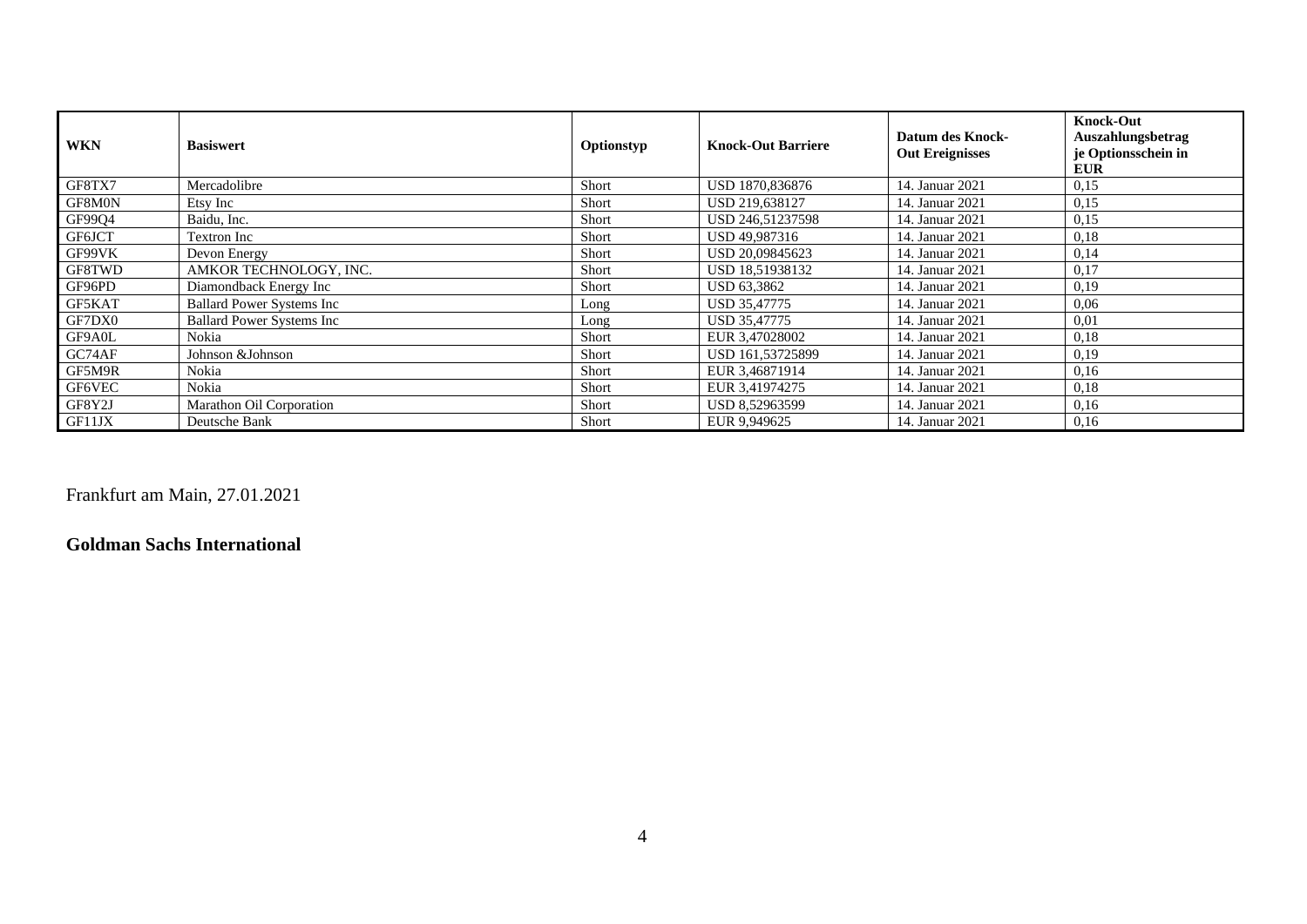| WKN | Basiswert | Optionstyp | Knock-Out Barriere | Datum des Knock-Out Ereignisses | Knock-Out Auszahlungsbetrag je Optionsschein in EUR |
|---|---|---|---|---|---|
| GF8TX7 | Mercadolibre | Short | USD 1870,836876 | 14. Januar 2021 | 0,15 |
| GF8M0N | Etsy Inc | Short | USD 219,638127 | 14. Januar 2021 | 0,15 |
| GF99Q4 | Baidu, Inc. | Short | USD 246,51237598 | 14. Januar 2021 | 0,15 |
| GF6JCT | Textron Inc | Short | USD 49,987316 | 14. Januar 2021 | 0,18 |
| GF99VK | Devon Energy | Short | USD 20,09845623 | 14. Januar 2021 | 0,14 |
| GF8TWD | AMKOR TECHNOLOGY, INC. | Short | USD 18,51938132 | 14. Januar 2021 | 0,17 |
| GF96PD | Diamondback Energy Inc | Short | USD 63,3862 | 14. Januar 2021 | 0,19 |
| GF5KAT | Ballard Power Systems Inc | Long | USD 35,47775 | 14. Januar 2021 | 0,06 |
| GF7DX0 | Ballard Power Systems Inc | Long | USD 35,47775 | 14. Januar 2021 | 0,01 |
| GF9A0L | Nokia | Short | EUR 3,47028002 | 14. Januar 2021 | 0,18 |
| GC74AF | Johnson &Johnson | Short | USD 161,53725899 | 14. Januar 2021 | 0,19 |
| GF5M9R | Nokia | Short | EUR 3,46871914 | 14. Januar 2021 | 0,16 |
| GF6VEC | Nokia | Short | EUR 3,41974275 | 14. Januar 2021 | 0,18 |
| GF8Y2J | Marathon Oil Corporation | Short | USD 8,52963599 | 14. Januar 2021 | 0,16 |
| GF11JX | Deutsche Bank | Short | EUR 9,949625 | 14. Januar 2021 | 0,16 |

Frankfurt am Main, 27.01.2021

**Goldman Sachs International**